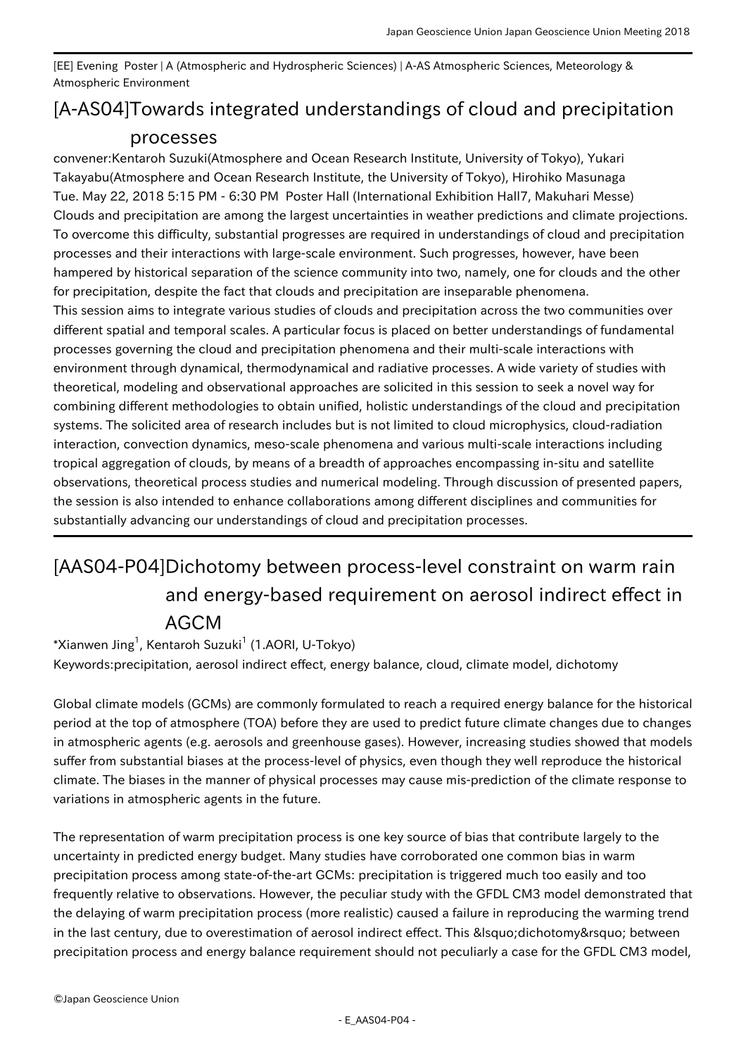[EE] Evening Poster | A (Atmospheric and Hydrospheric Sciences) | A-AS Atmospheric Sciences, Meteorology & Atmospheric Environment

# [A-AS04]Towards integrated understandings of cloud and precipitation processes

convener:Kentaroh Suzuki(Atmosphere and Ocean Research Institute, University of Tokyo), Yukari Takayabu(Atmosphere and Ocean Research Institute, the University of Tokyo), Hirohiko Masunaga

Tue. May 22, 2018 5:15 PM - 6:30 PM Poster Hall (International Exhibition Hall7, Makuhari Messe)

Clouds and precipitation are among the largest uncertainties in weather predictions and climate projections. To overcome this difficulty, substantial progresses are required in understandings of cloud and precipitation processes and their interactions with large-scale environment. Such progresses, however, have been hampered by historical separation of the science community into two, namely, one for clouds and the other for precipitation, despite the fact that clouds and precipitation are inseparable phenomena.

This session aims to integrate various studies of clouds and precipitation across the two communities over different spatial and temporal scales. A particular focus is placed on better understandings of fundamental processes governing the cloud and precipitation phenomena and their multi-scale interactions with environment through dynamical, thermodynamical and radiative processes. A wide variety of studies with theoretical, modeling and observational approaches are solicited in this session to seek a novel way for combining different methodologies to obtain unified, holistic understandings of the cloud and precipitation systems. The solicited area of research includes but is not limited to cloud microphysics, cloud-radiation interaction, convection dynamics, meso-scale phenomena and various multi-scale interactions including tropical aggregation of clouds, by means of a breadth of approaches encompassing in-situ and satellite observations, theoretical process studies and numerical modeling. Through discussion of presented papers, the session is also intended to enhance collaborations among different disciplines and communities for substantially advancing our understandings of cloud and precipitation processes.

## [AAS04-P04]Dichotomy between process-level constraint on warm rain and energy-based requirement on aerosol indirect effect in AGCM

*Xianwen Jing[1], Kentaroh Suzuki[1] (1.AORI, U-Tokyo)

Keywords:precipitation, aerosol indirect effect, energy balance, cloud, climate model, dichotomy

Global climate models (GCMs) are commonly formulated to reach a required energy balance for the historical period at the top of atmosphere (TOA) before they are used to predict future climate changes due to changes in atmospheric agents (e.g. aerosols and greenhouse gases). However, increasing studies showed that models suffer from substantial biases at the process-level of physics, even though they well reproduce the historical climate. The biases in the manner of physical processes may cause mis-prediction of the climate response to variations in atmospheric agents in the future.

The representation of warm precipitation process is one key source of bias that contribute largely to the uncertainty in predicted energy budget. Many studies have corroborated one common bias in warm precipitation process among state-of-the-art GCMs: precipitation is triggered much too easily and too frequently relative to observations. However, the peculiar study with the GFDL CM3 model demonstrated that the delaying of warm precipitation process (more realistic) caused a failure in reproducing the warming trend in the last century, due to overestimation of aerosol indirect effect. This &lsquo;dichotomy&rsquo; between precipitation process and energy balance requirement should not peculiarly a case for the GFDL CM3 model,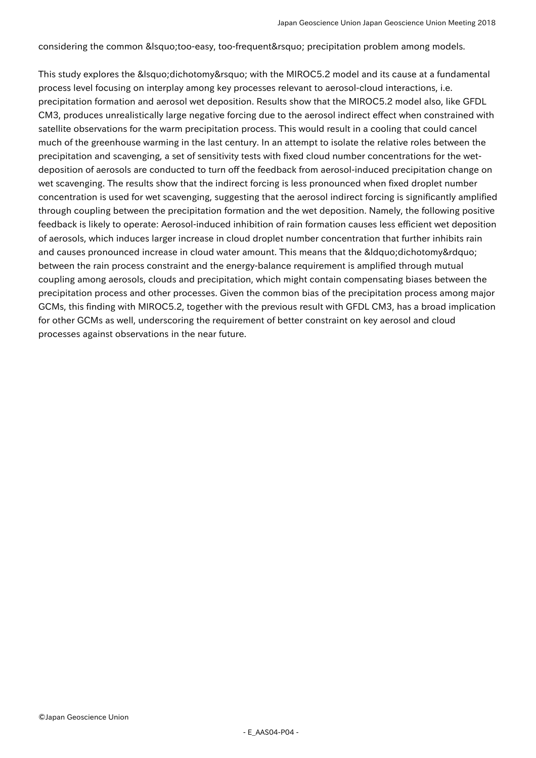considering the common &lsquo;too-easy, too-frequent&rsquo; precipitation problem among models.

This study explores the &lsquo;dichotomy&rsquo; with the MIROC5.2 model and its cause at a fundamental process level focusing on interplay among key processes relevant to aerosol-cloud interactions, i.e. precipitation formation and aerosol wet deposition. Results show that the MIROC5.2 model also, like GFDL CM3, produces unrealistically large negative forcing due to the aerosol indirect effect when constrained with satellite observations for the warm precipitation process. This would result in a cooling that could cancel much of the greenhouse warming in the last century. In an attempt to isolate the relative roles between the precipitation and scavenging, a set of sensitivity tests with fixed cloud number concentrations for the wet-deposition of aerosols are conducted to turn off the feedback from aerosol-induced precipitation change on wet scavenging. The results show that the indirect forcing is less pronounced when fixed droplet number concentration is used for wet scavenging, suggesting that the aerosol indirect forcing is significantly amplified through coupling between the precipitation formation and the wet deposition. Namely, the following positive feedback is likely to operate: Aerosol-induced inhibition of rain formation causes less efficient wet deposition of aerosols, which induces larger increase in cloud droplet number concentration that further inhibits rain and causes pronounced increase in cloud water amount. This means that the &ldquo;dichotomy&rdquo; between the rain process constraint and the energy-balance requirement is amplified through mutual coupling among aerosols, clouds and precipitation, which might contain compensating biases between the precipitation process and other processes. Given the common bias of the precipitation process among major GCMs, this finding with MIROC5.2, together with the previous result with GFDL CM3, has a broad implication for other GCMs as well, underscoring the requirement of better constraint on key aerosol and cloud processes against observations in the near future.